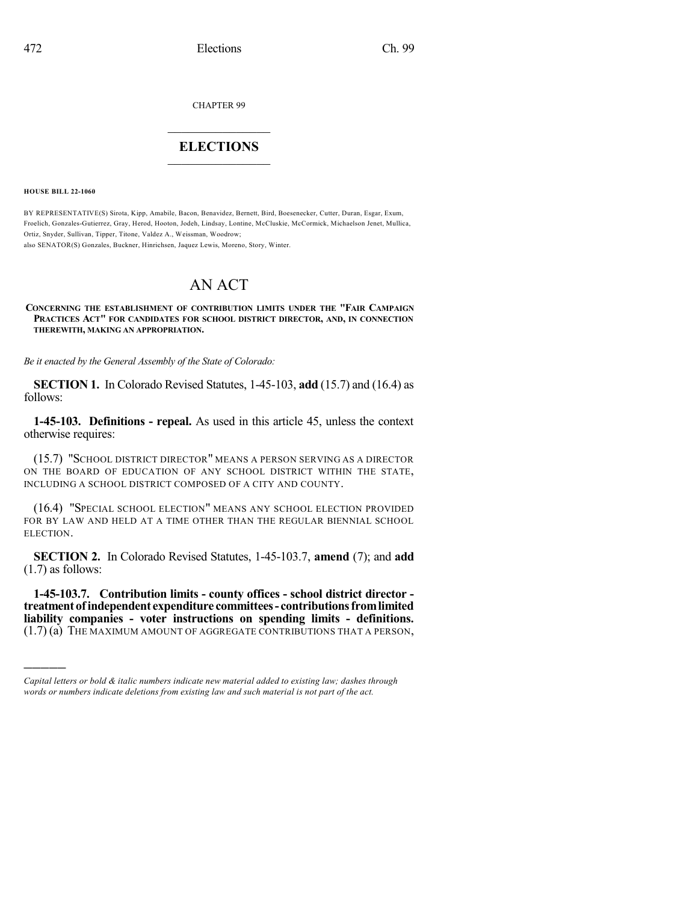CHAPTER 99

# ELECTIONS

**HOUSE BILL 22-1060**

BY REPRESENTATIVE(S) Sirota, Kipp, Amabile, Bacon, Benavidez, Bernett, Bird, Boesenecker, Cutter, Duran, Esgar, Exum, Froelich, Gonzales-Gutierrez, Gray, Herod, Hooton, Jodeh, Lindsay, Lontine, McCluskie, McCormick, Michaelson Jenet, Mullica, Ortiz, Snyder, Sullivan, Tipper, Titone, Valdez A., Weissman, Woodrow;
also SENATOR(S) Gonzales, Buckner, Hinrichsen, Jaquez Lewis, Moreno, Story, Winter.

# AN ACT

**CONCERNING THE ESTABLISHMENT OF CONTRIBUTION LIMITS UNDER THE "FAIR CAMPAIGN PRACTICES ACT" FOR CANDIDATES FOR SCHOOL DISTRICT DIRECTOR, AND, IN CONNECTION THEREWITH, MAKING AN APPROPRIATION.**

*Be it enacted by the General Assembly of the State of Colorado:*

**SECTION 1.** In Colorado Revised Statutes, 1-45-103, **add** (15.7) and (16.4) as follows:

**1-45-103. Definitions - repeal.** As used in this article 45, unless the context otherwise requires:

(15.7) "SCHOOL DISTRICT DIRECTOR" MEANS A PERSON SERVING AS A DIRECTOR ON THE BOARD OF EDUCATION OF ANY SCHOOL DISTRICT WITHIN THE STATE, INCLUDING A SCHOOL DISTRICT COMPOSED OF A CITY AND COUNTY.

(16.4) "SPECIAL SCHOOL ELECTION" MEANS ANY SCHOOL ELECTION PROVIDED FOR BY LAW AND HELD AT A TIME OTHER THAN THE REGULAR BIENNIAL SCHOOL ELECTION.

**SECTION 2.** In Colorado Revised Statutes, 1-45-103.7, **amend** (7); and **add** (1.7) as follows:

**1-45-103.7. Contribution limits - county offices - school district director - treatment of independent expenditure committees - contributions from limited liability companies - voter instructions on spending limits - definitions.** (1.7) (a) THE MAXIMUM AMOUNT OF AGGREGATE CONTRIBUTIONS THAT A PERSON,

---

*Capital letters or bold & italic numbers indicate new material added to existing law; dashes through words or numbers indicate deletions from existing law and such material is not part of the act.*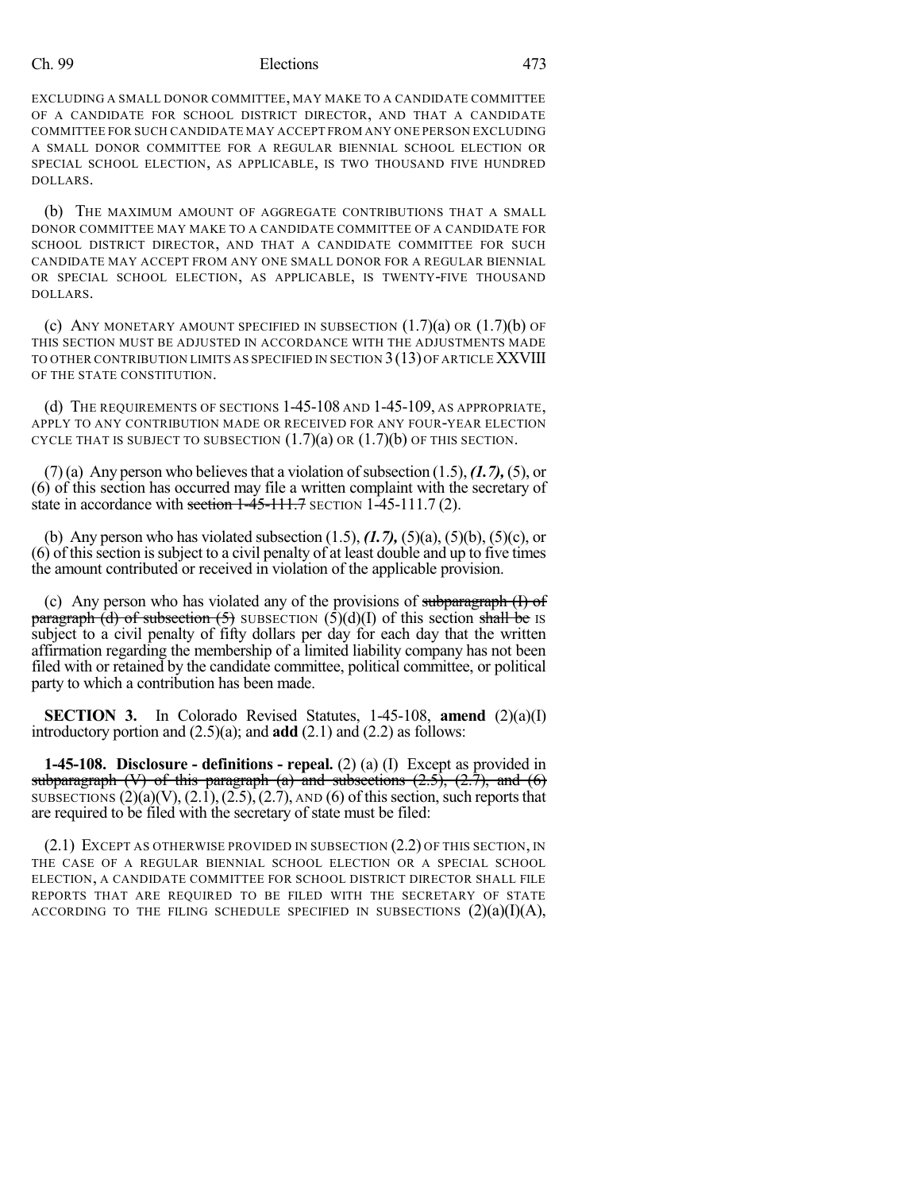EXCLUDING A SMALL DONOR COMMITTEE, MAY MAKE TO A CANDIDATE COMMITTEE OF A CANDIDATE FOR SCHOOL DISTRICT DIRECTOR, AND THAT A CANDIDATE COMMITTEE FOR SUCH CANDIDATE MAY ACCEPT FROM ANY ONE PERSON EXCLUDING A SMALL DONOR COMMITTEE FOR A REGULAR BIENNIAL SCHOOL ELECTION OR SPECIAL SCHOOL ELECTION, AS APPLICABLE, IS TWO THOUSAND FIVE HUNDRED DOLLARS.

(b) THE MAXIMUM AMOUNT OF AGGREGATE CONTRIBUTIONS THAT A SMALL DONOR COMMITTEE MAY MAKE TO A CANDIDATE COMMITTEE OF A CANDIDATE FOR SCHOOL DISTRICT DIRECTOR, AND THAT A CANDIDATE COMMITTEE FOR SUCH CANDIDATE MAY ACCEPT FROM ANY ONE SMALL DONOR FOR A REGULAR BIENNIAL OR SPECIAL SCHOOL ELECTION, AS APPLICABLE, IS TWENTY-FIVE THOUSAND DOLLARS.

(c) ANY MONETARY AMOUNT SPECIFIED IN SUBSECTION (1.7)(a) OR (1.7)(b) OF THIS SECTION MUST BE ADJUSTED IN ACCORDANCE WITH THE ADJUSTMENTS MADE TO OTHER CONTRIBUTION LIMITS AS SPECIFIED IN SECTION 3 (13) OF ARTICLE XXVIII OF THE STATE CONSTITUTION.

(d) THE REQUIREMENTS OF SECTIONS 1-45-108 AND 1-45-109, AS APPROPRIATE, APPLY TO ANY CONTRIBUTION MADE OR RECEIVED FOR ANY FOUR-YEAR ELECTION CYCLE THAT IS SUBJECT TO SUBSECTION (1.7)(a) OR (1.7)(b) OF THIS SECTION.

(7) (a) Any person who believes that a violation of subsection (1.5), ***(1.7),*** (5), or (6) of this section has occurred may file a written complaint with the secretary of state in accordance with ~~section 1-45-111.7~~ SECTION 1-45-111.7 (2).

(b) Any person who has violated subsection (1.5), ***(1.7),*** (5)(a), (5)(b), (5)(c), or (6) of this section is subject to a civil penalty of at least double and up to five times the amount contributed or received in violation of the applicable provision.

(c) Any person who has violated any of the provisions of ~~subparagraph (I) of paragraph (d) of subsection (5)~~ SUBSECTION (5)(d)(I) of this section ~~shall be~~ IS subject to a civil penalty of fifty dollars per day for each day that the written affirmation regarding the membership of a limited liability company has not been filed with or retained by the candidate committee, political committee, or political party to which a contribution has been made.

**SECTION 3.** In Colorado Revised Statutes, 1-45-108, **amend** (2)(a)(I) introductory portion and (2.5)(a); and **add** (2.1) and (2.2) as follows:

**1-45-108. Disclosure - definitions - repeal.** (2) (a) (I) Except as provided in ~~subparagraph (V) of this paragraph (a) and subsections (2.5), (2.7), and (6)~~ SUBSECTIONS (2)(a)(V), (2.1), (2.5), (2.7), AND (6) of this section, such reports that are required to be filed with the secretary of state must be filed:

(2.1) EXCEPT AS OTHERWISE PROVIDED IN SUBSECTION (2.2) OF THIS SECTION, IN THE CASE OF A REGULAR BIENNIAL SCHOOL ELECTION OR A SPECIAL SCHOOL ELECTION, A CANDIDATE COMMITTEE FOR SCHOOL DISTRICT DIRECTOR SHALL FILE REPORTS THAT ARE REQUIRED TO BE FILED WITH THE SECRETARY OF STATE ACCORDING TO THE FILING SCHEDULE SPECIFIED IN SUBSECTIONS (2)(a)(I)(A),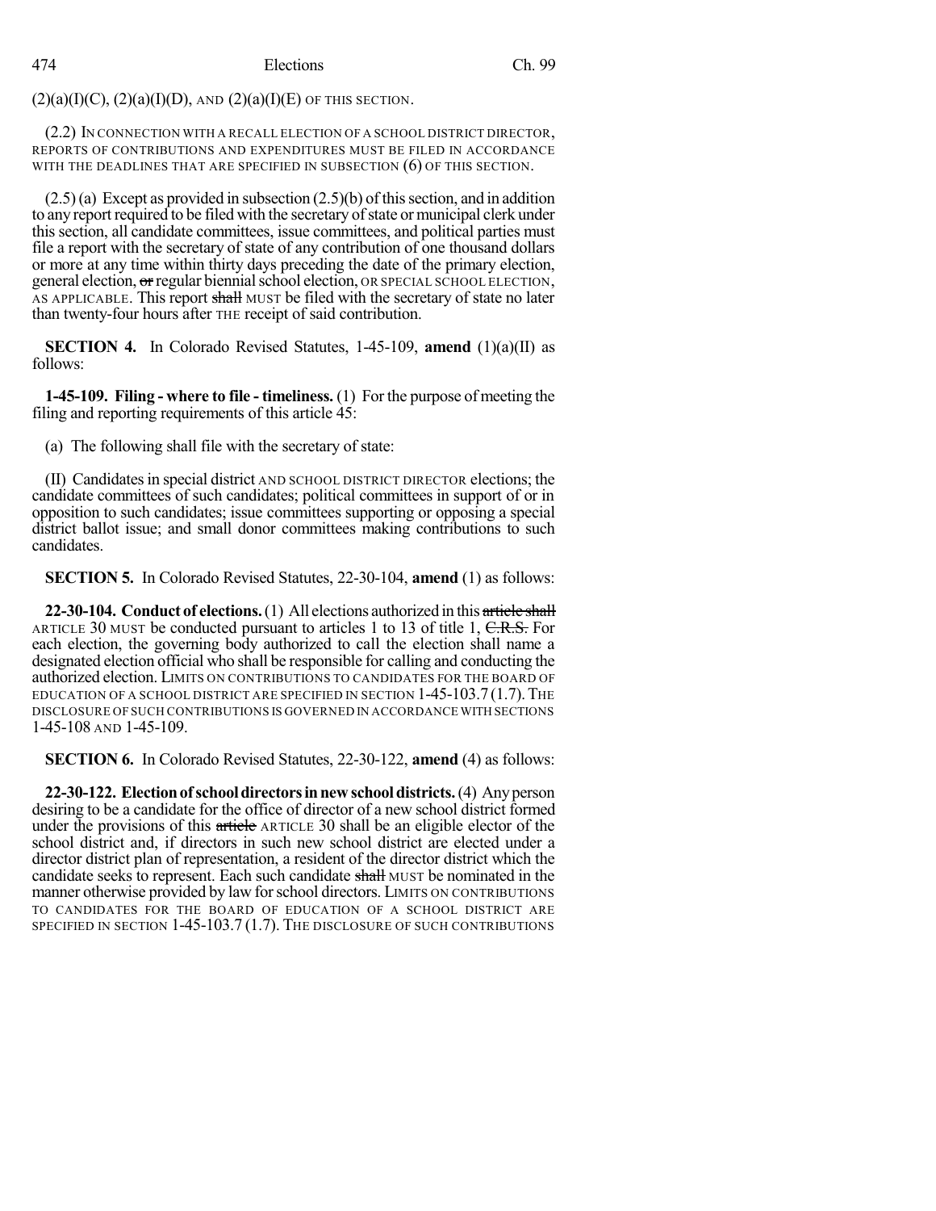(2)(a)(I)(C), (2)(a)(I)(D), AND (2)(a)(I)(E) OF THIS SECTION.

(2.2) IN CONNECTION WITH A RECALL ELECTION OF A SCHOOL DISTRICT DIRECTOR, REPORTS OF CONTRIBUTIONS AND EXPENDITURES MUST BE FILED IN ACCORDANCE WITH THE DEADLINES THAT ARE SPECIFIED IN SUBSECTION (6) OF THIS SECTION.

(2.5) (a) Except as provided in subsection (2.5)(b) of this section, and in addition to any report required to be filed with the secretary of state or municipal clerk under this section, all candidate committees, issue committees, and political parties must file a report with the secretary of state of any contribution of one thousand dollars or more at any time within thirty days preceding the date of the primary election, general election, ~~or~~ regular biennial school election, OR SPECIAL SCHOOL ELECTION, AS APPLICABLE. This report ~~shall~~ MUST be filed with the secretary of state no later than twenty-four hours after THE receipt of said contribution.

**SECTION 4.** In Colorado Revised Statutes, 1-45-109, **amend** (1)(a)(II) as follows:

**1-45-109. Filing - where to file - timeliness.** (1) For the purpose of meeting the filing and reporting requirements of this article 45:

(a) The following shall file with the secretary of state:

(II) Candidates in special district AND SCHOOL DISTRICT DIRECTOR elections; the candidate committees of such candidates; political committees in support of or in opposition to such candidates; issue committees supporting or opposing a special district ballot issue; and small donor committees making contributions to such candidates.

**SECTION 5.** In Colorado Revised Statutes, 22-30-104, **amend** (1) as follows:

**22-30-104. Conduct of elections.** (1) All elections authorized in this ~~article shall~~ ARTICLE 30 MUST be conducted pursuant to articles 1 to 13 of title 1, ~~C.R.S.~~ For each election, the governing body authorized to call the election shall name a designated election official who shall be responsible for calling and conducting the authorized election. LIMITS ON CONTRIBUTIONS TO CANDIDATES FOR THE BOARD OF EDUCATION OF A SCHOOL DISTRICT ARE SPECIFIED IN SECTION 1-45-103.7 (1.7). THE DISCLOSURE OF SUCH CONTRIBUTIONS IS GOVERNED IN ACCORDANCE WITH SECTIONS 1-45-108 AND 1-45-109.

**SECTION 6.** In Colorado Revised Statutes, 22-30-122, **amend** (4) as follows:

**22-30-122. Election of school directors in new school districts.** (4) Any person desiring to be a candidate for the office of director of a new school district formed under the provisions of this ~~article~~ ARTICLE 30 shall be an eligible elector of the school district and, if directors in such new school district are elected under a director district plan of representation, a resident of the director district which the candidate seeks to represent. Each such candidate ~~shall~~ MUST be nominated in the manner otherwise provided by law for school directors. LIMITS ON CONTRIBUTIONS TO CANDIDATES FOR THE BOARD OF EDUCATION OF A SCHOOL DISTRICT ARE SPECIFIED IN SECTION 1-45-103.7 (1.7). THE DISCLOSURE OF SUCH CONTRIBUTIONS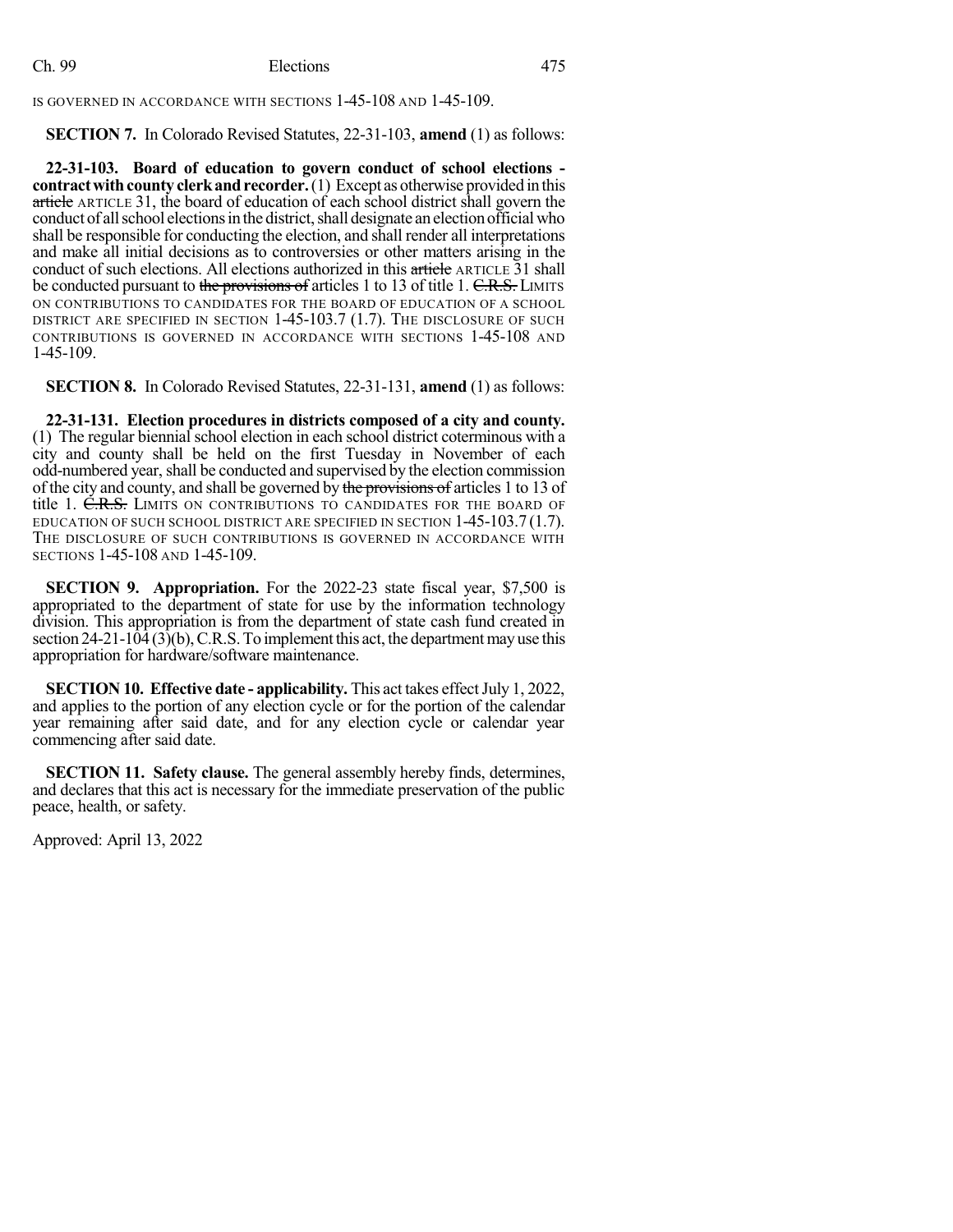IS GOVERNED IN ACCORDANCE WITH SECTIONS 1-45-108 AND 1-45-109.

**SECTION 7.** In Colorado Revised Statutes, 22-31-103, **amend** (1) as follows:

**22-31-103. Board of education to govern conduct of school elections - contract with county clerk and recorder.** (1) Except as otherwise provided in this ~~article~~ ARTICLE 31, the board of education of each school district shall govern the conduct of all school elections in the district, shall designate an election official who shall be responsible for conducting the election, and shall render all interpretations and make all initial decisions as to controversies or other matters arising in the conduct of such elections. All elections authorized in this ~~article~~ ARTICLE 31 shall be conducted pursuant to ~~the provisions of~~ articles 1 to 13 of title 1. ~~C.R.S.~~ LIMITS ON CONTRIBUTIONS TO CANDIDATES FOR THE BOARD OF EDUCATION OF A SCHOOL DISTRICT ARE SPECIFIED IN SECTION 1-45-103.7 (1.7). THE DISCLOSURE OF SUCH CONTRIBUTIONS IS GOVERNED IN ACCORDANCE WITH SECTIONS 1-45-108 AND 1-45-109.

**SECTION 8.** In Colorado Revised Statutes, 22-31-131, **amend** (1) as follows:

**22-31-131. Election procedures in districts composed of a city and county.** (1) The regular biennial school election in each school district coterminous with a city and county shall be held on the first Tuesday in November of each odd-numbered year, shall be conducted and supervised by the election commission of the city and county, and shall be governed by ~~the provisions of~~ articles 1 to 13 of title 1. ~~C.R.S.~~ LIMITS ON CONTRIBUTIONS TO CANDIDATES FOR THE BOARD OF EDUCATION OF SUCH SCHOOL DISTRICT ARE SPECIFIED IN SECTION 1-45-103.7 (1.7). THE DISCLOSURE OF SUCH CONTRIBUTIONS IS GOVERNED IN ACCORDANCE WITH SECTIONS 1-45-108 AND 1-45-109.

**SECTION 9. Appropriation.** For the 2022-23 state fiscal year, $7,500 is appropriated to the department of state for use by the information technology division. This appropriation is from the department of state cash fund created in section 24-21-104 (3)(b), C.R.S. To implement this act, the department may use this appropriation for hardware/software maintenance.

**SECTION 10. Effective date - applicability.** This act takes effect July 1, 2022, and applies to the portion of any election cycle or for the portion of the calendar year remaining after said date, and for any election cycle or calendar year commencing after said date.

**SECTION 11. Safety clause.** The general assembly hereby finds, determines, and declares that this act is necessary for the immediate preservation of the public peace, health, or safety.

Approved: April 13, 2022